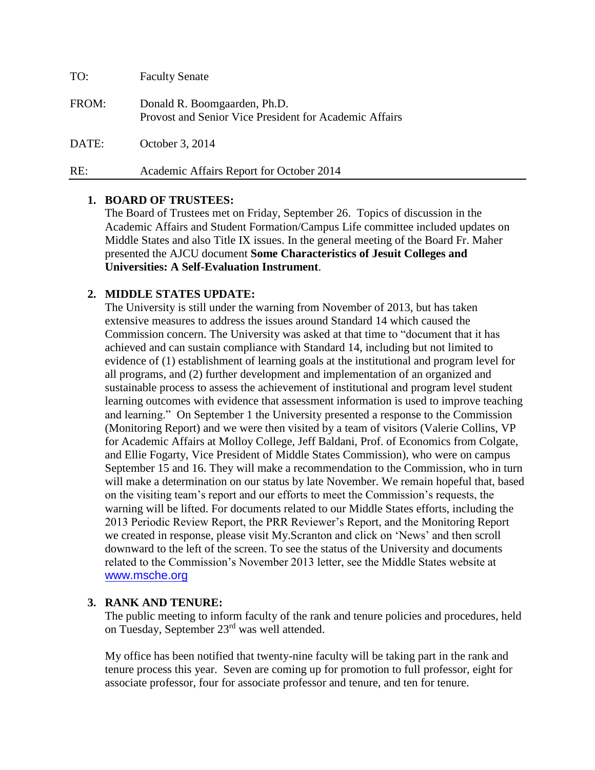TO: Faculty Senate

FROM: Donald R. Boomgaarden, Ph.D.
Provost and Senior Vice President for Academic Affairs

DATE: October 3, 2014

RE: Academic Affairs Report for October 2014

---

1. **BOARD OF TRUSTEES:**
   The Board of Trustees met on Friday, September 26. Topics of discussion in the Academic Affairs and Student Formation/Campus Life committee included updates on Middle States and also Title IX issues. In the general meeting of the Board Fr. Maher presented the AJCU document **Some Characteristics of Jesuit Colleges and Universities: A Self-Evaluation Instrument**.

2. **MIDDLE STATES UPDATE:**
   The University is still under the warning from November of 2013, but has taken extensive measures to address the issues around Standard 14 which caused the Commission concern. The University was asked at that time to "document that it has achieved and can sustain compliance with Standard 14, including but not limited to evidence of (1) establishment of learning goals at the institutional and program level for all programs, and (2) further development and implementation of an organized and sustainable process to assess the achievement of institutional and program level student learning outcomes with evidence that assessment information is used to improve teaching and learning." On September 1 the University presented a response to the Commission (Monitoring Report) and we were then visited by a team of visitors (Valerie Collins, VP for Academic Affairs at Molloy College, Jeff Baldani, Prof. of Economics from Colgate, and Ellie Fogarty, Vice President of Middle States Commission), who were on campus September 15 and 16. They will make a recommendation to the Commission, who in turn will make a determination on our status by late November. We remain hopeful that, based on the visiting team's report and our efforts to meet the Commission's requests, the warning will be lifted. For documents related to our Middle States efforts, including the 2013 Periodic Review Report, the PRR Reviewer's Report, and the Monitoring Report we created in response, please visit My.Scranton and click on 'News' and then scroll downward to the left of the screen. To see the status of the University and documents related to the Commission's November 2013 letter, see the Middle States website at www.msche.org

3. **RANK AND TENURE:**
   The public meeting to inform faculty of the rank and tenure policies and procedures, held on Tuesday, September 23rd was well attended.

   My office has been notified that twenty-nine faculty will be taking part in the rank and tenure process this year. Seven are coming up for promotion to full professor, eight for associate professor, four for associate professor and tenure, and ten for tenure.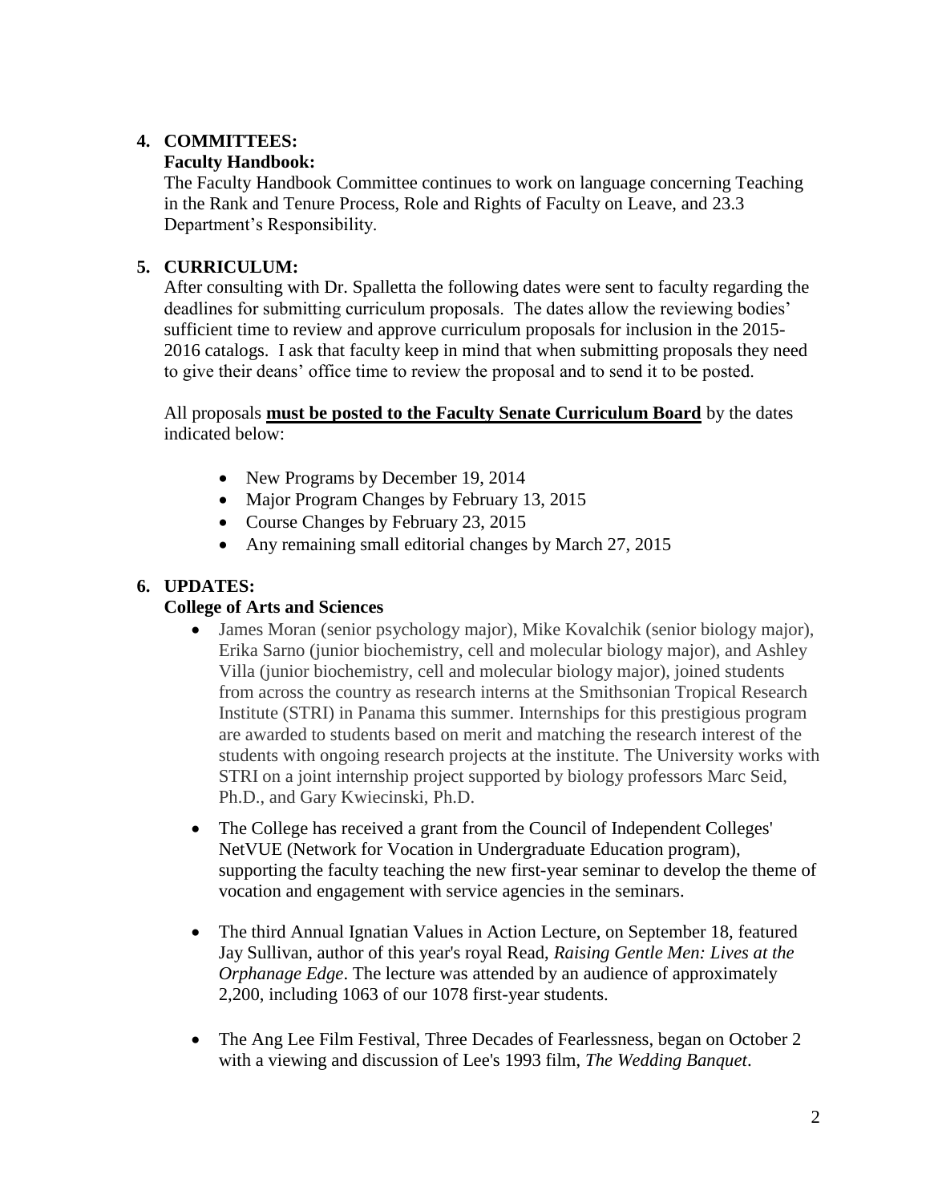## 4. COMMITTEES:

**Faculty Handbook:**

The Faculty Handbook Committee continues to work on language concerning Teaching in the Rank and Tenure Process, Role and Rights of Faculty on Leave, and 23.3 Department's Responsibility.

## 5. CURRICULUM:

After consulting with Dr. Spalletta the following dates were sent to faculty regarding the deadlines for submitting curriculum proposals. The dates allow the reviewing bodies' sufficient time to review and approve curriculum proposals for inclusion in the 2015-2016 catalogs. I ask that faculty keep in mind that when submitting proposals they need to give their deans' office time to review the proposal and to send it to be posted.

All proposals **must be posted to the Faculty Senate Curriculum Board** by the dates indicated below:

- New Programs by December 19, 2014
- Major Program Changes by February 13, 2015
- Course Changes by February 23, 2015
- Any remaining small editorial changes by March 27, 2015

## 6. UPDATES:

**College of Arts and Sciences**

- James Moran (senior psychology major), Mike Kovalchik (senior biology major), Erika Sarno (junior biochemistry, cell and molecular biology major), and Ashley Villa (junior biochemistry, cell and molecular biology major), joined students from across the country as research interns at the Smithsonian Tropical Research Institute (STRI) in Panama this summer. Internships for this prestigious program are awarded to students based on merit and matching the research interest of the students with ongoing research projects at the institute. The University works with STRI on a joint internship project supported by biology professors Marc Seid, Ph.D., and Gary Kwiecinski, Ph.D.
- The College has received a grant from the Council of Independent Colleges' NetVUE (Network for Vocation in Undergraduate Education program), supporting the faculty teaching the new first-year seminar to develop the theme of vocation and engagement with service agencies in the seminars.
- The third Annual Ignatian Values in Action Lecture, on September 18, featured Jay Sullivan, author of this year's royal Read, *Raising Gentle Men: Lives at the Orphanage Edge*. The lecture was attended by an audience of approximately 2,200, including 1063 of our 1078 first-year students.
- The Ang Lee Film Festival, Three Decades of Fearlessness, began on October 2 with a viewing and discussion of Lee's 1993 film, *The Wedding Banquet*.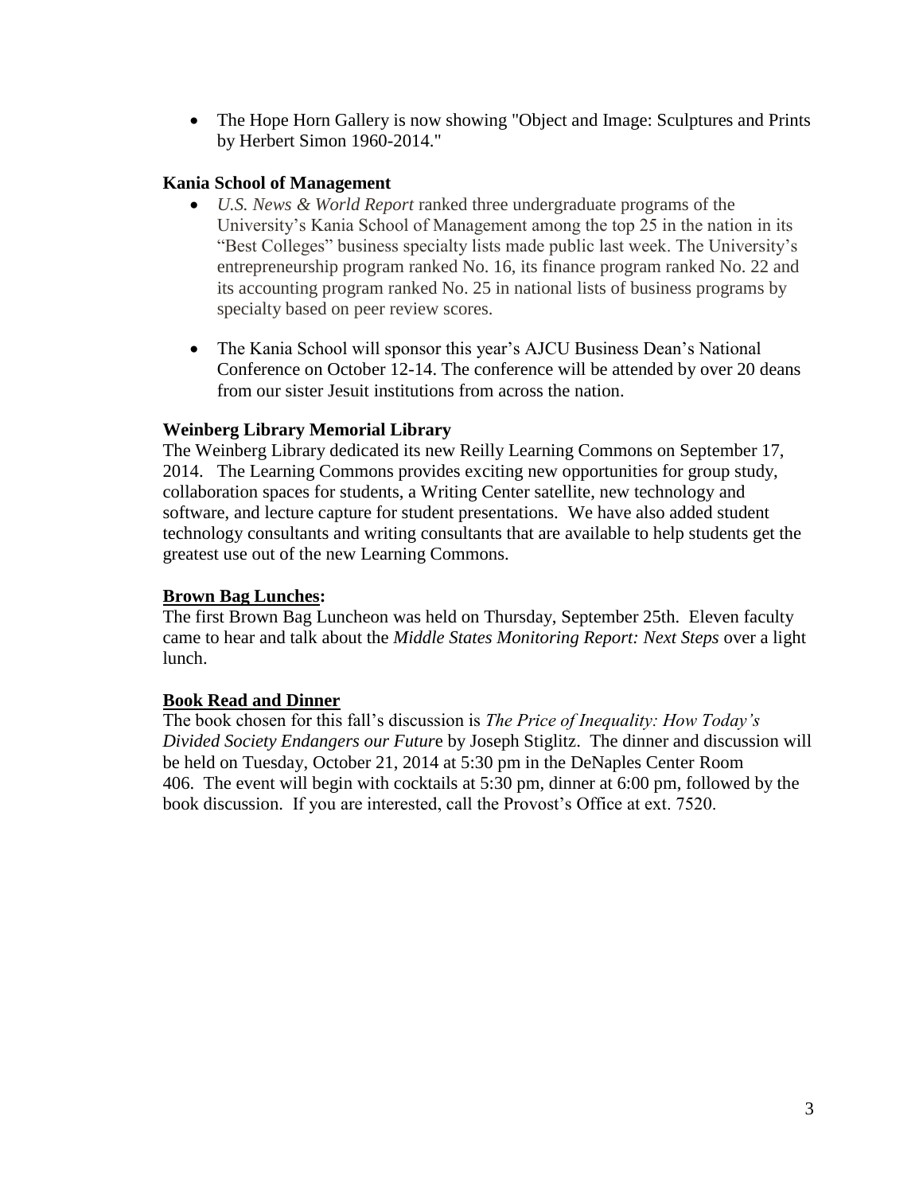- The Hope Horn Gallery is now showing "Object and Image: Sculptures and Prints by Herbert Simon 1960-2014."

**Kania School of Management**

- *U.S. News & World Report* ranked three undergraduate programs of the University's Kania School of Management among the top 25 in the nation in its "Best Colleges" business specialty lists made public last week. The University's entrepreneurship program ranked No. 16, its finance program ranked No. 22 and its accounting program ranked No. 25 in national lists of business programs by specialty based on peer review scores.

- The Kania School will sponsor this year's AJCU Business Dean's National Conference on October 12-14. The conference will be attended by over 20 deans from our sister Jesuit institutions from across the nation.

**Weinberg Library Memorial Library**

The Weinberg Library dedicated its new Reilly Learning Commons on September 17, 2014. The Learning Commons provides exciting new opportunities for group study, collaboration spaces for students, a Writing Center satellite, new technology and software, and lecture capture for student presentations. We have also added student technology consultants and writing consultants that are available to help students get the greatest use out of the new Learning Commons.

**Brown Bag Lunches:**

The first Brown Bag Luncheon was held on Thursday, September 25th. Eleven faculty came to hear and talk about the *Middle States Monitoring Report: Next Steps* over a light lunch.

**Book Read and Dinner**

The book chosen for this fall's discussion is *The Price of Inequality: How Today's Divided Society Endangers our Future* by Joseph Stiglitz. The dinner and discussion will be held on Tuesday, October 21, 2014 at 5:30 pm in the DeNaples Center Room 406. The event will begin with cocktails at 5:30 pm, dinner at 6:00 pm, followed by the book discussion. If you are interested, call the Provost's Office at ext. 7520.